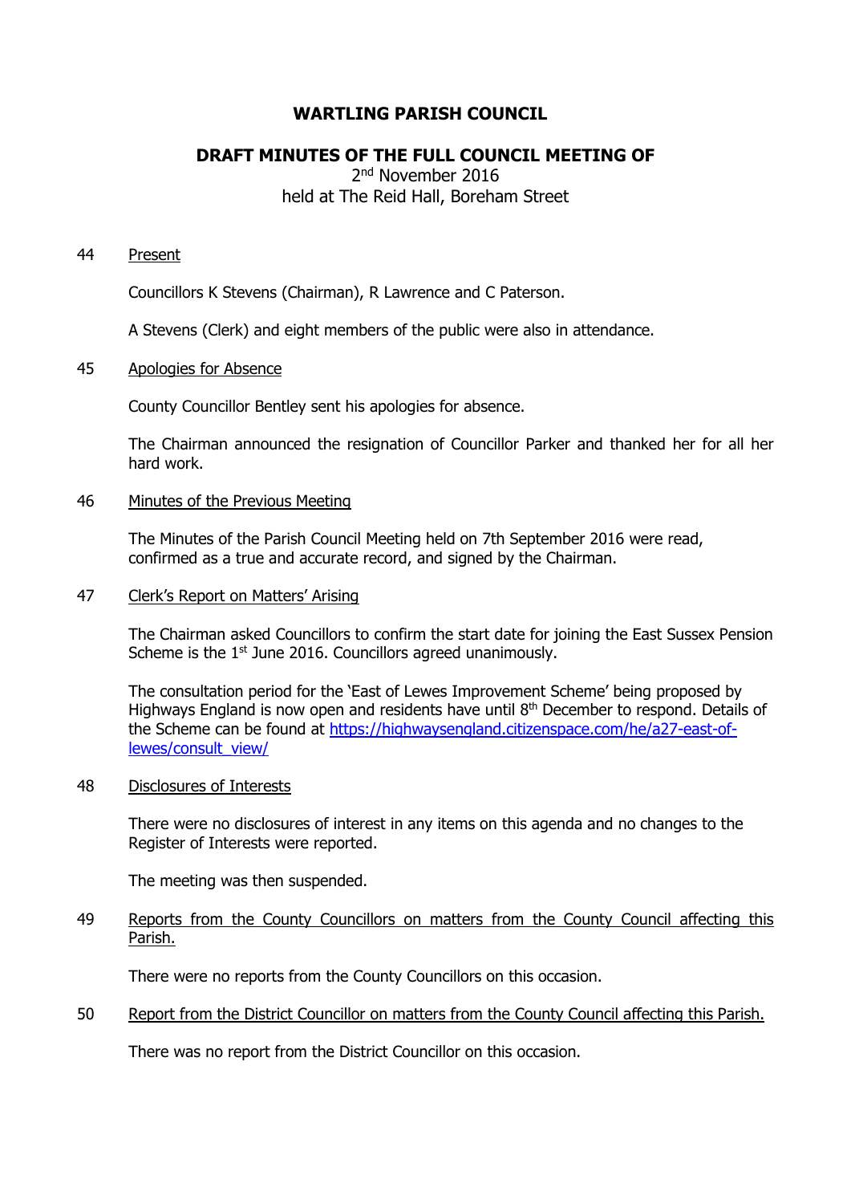# WARTLING PARISH COUNCIL

## DRAFT MINUTES OF THE FULL COUNCIL MEETING OF

2nd November 2016
held at The Reid Hall, Boreham Street

44 Present

Councillors K Stevens (Chairman), R Lawrence and C Paterson.

A Stevens (Clerk) and eight members of the public were also in attendance.

45 Apologies for Absence

County Councillor Bentley sent his apologies for absence.

The Chairman announced the resignation of Councillor Parker and thanked her for all her hard work.

46 Minutes of the Previous Meeting

The Minutes of the Parish Council Meeting held on 7th September 2016 were read, confirmed as a true and accurate record, and signed by the Chairman.

47 Clerk's Report on Matters' Arising

The Chairman asked Councillors to confirm the start date for joining the East Sussex Pension Scheme is the 1st June 2016. Councillors agreed unanimously.

The consultation period for the 'East of Lewes Improvement Scheme' being proposed by Highways England is now open and residents have until 8th December to respond. Details of the Scheme can be found at https://highwaysengland.citizenspace.com/he/a27-east-of-lewes/consult_view/

48 Disclosures of Interests

There were no disclosures of interest in any items on this agenda and no changes to the Register of Interests were reported.

The meeting was then suspended.

49 Reports from the County Councillors on matters from the County Council affecting this Parish.

There were no reports from the County Councillors on this occasion.

50 Report from the District Councillor on matters from the County Council affecting this Parish.

There was no report from the District Councillor on this occasion.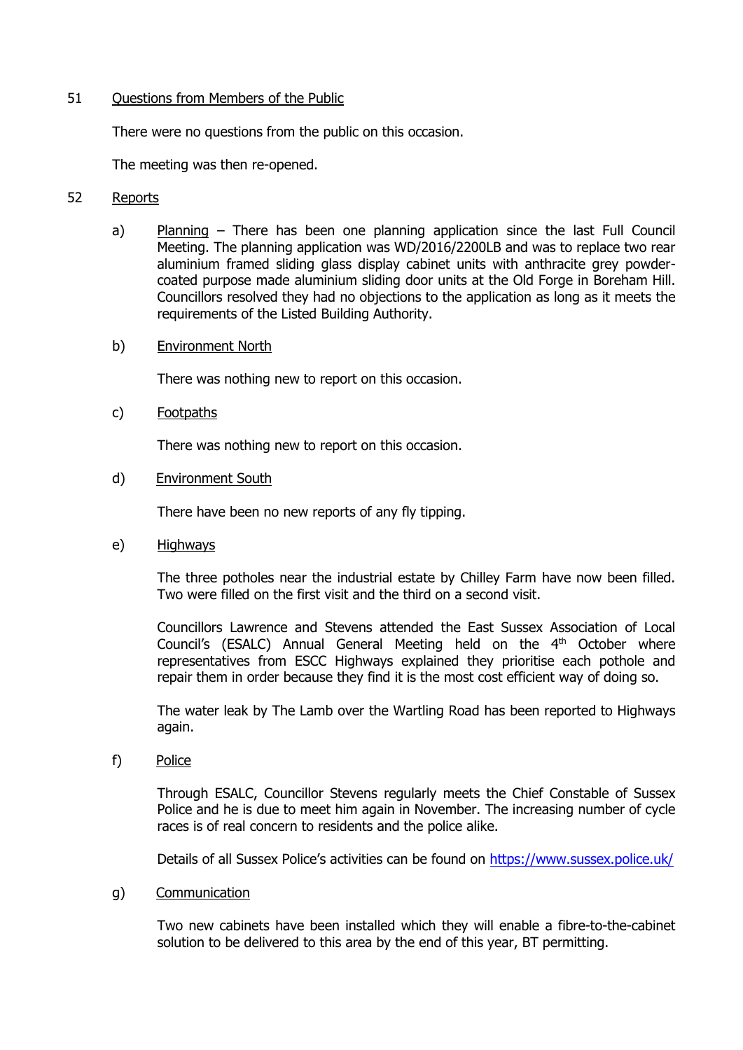51 Questions from Members of the Public

There were no questions from the public on this occasion.

The meeting was then re-opened.

52 Reports

a) Planning – There has been one planning application since the last Full Council Meeting. The planning application was WD/2016/2200LB and was to replace two rear aluminium framed sliding glass display cabinet units with anthracite grey powder-coated purpose made aluminium sliding door units at the Old Forge in Boreham Hill. Councillors resolved they had no objections to the application as long as it meets the requirements of the Listed Building Authority.

b) Environment North

There was nothing new to report on this occasion.

c) Footpaths

There was nothing new to report on this occasion.

d) Environment South

There have been no new reports of any fly tipping.

e) Highways

The three potholes near the industrial estate by Chilley Farm have now been filled. Two were filled on the first visit and the third on a second visit.

Councillors Lawrence and Stevens attended the East Sussex Association of Local Council's (ESALC) Annual General Meeting held on the 4th October where representatives from ESCC Highways explained they prioritise each pothole and repair them in order because they find it is the most cost efficient way of doing so.

The water leak by The Lamb over the Wartling Road has been reported to Highways again.

f) Police

Through ESALC, Councillor Stevens regularly meets the Chief Constable of Sussex Police and he is due to meet him again in November. The increasing number of cycle races is of real concern to residents and the police alike.

Details of all Sussex Police's activities can be found on https://www.sussex.police.uk/

g) Communication

Two new cabinets have been installed which they will enable a fibre-to-the-cabinet solution to be delivered to this area by the end of this year, BT permitting.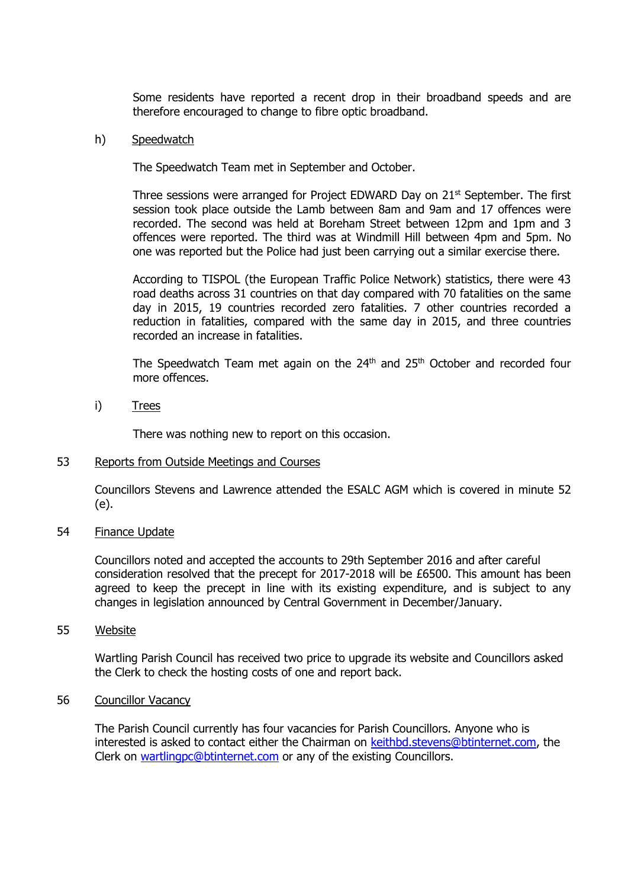Some residents have reported a recent drop in their broadband speeds and are therefore encouraged to change to fibre optic broadband.

h) Speedwatch

The Speedwatch Team met in September and October.

Three sessions were arranged for Project EDWARD Day on 21st September. The first session took place outside the Lamb between 8am and 9am and 17 offences were recorded. The second was held at Boreham Street between 12pm and 1pm and 3 offences were reported. The third was at Windmill Hill between 4pm and 5pm. No one was reported but the Police had just been carrying out a similar exercise there.

According to TISPOL (the European Traffic Police Network) statistics, there were 43 road deaths across 31 countries on that day compared with 70 fatalities on the same day in 2015, 19 countries recorded zero fatalities. 7 other countries recorded a reduction in fatalities, compared with the same day in 2015, and three countries recorded an increase in fatalities.

The Speedwatch Team met again on the 24th and 25th October and recorded four more offences.

i) Trees

There was nothing new to report on this occasion.

## 53 Reports from Outside Meetings and Courses

Councillors Stevens and Lawrence attended the ESALC AGM which is covered in minute 52 (e).

## 54 Finance Update

Councillors noted and accepted the accounts to 29th September 2016 and after careful consideration resolved that the precept for 2017-2018 will be £6500. This amount has been agreed to keep the precept in line with its existing expenditure, and is subject to any changes in legislation announced by Central Government in December/January.

## 55 Website

Wartling Parish Council has received two price to upgrade its website and Councillors asked the Clerk to check the hosting costs of one and report back.

## 56 Councillor Vacancy

The Parish Council currently has four vacancies for Parish Councillors. Anyone who is interested is asked to contact either the Chairman on keithbd.stevens@btinternet.com, the Clerk on wartlingpc@btinternet.com or any of the existing Councillors.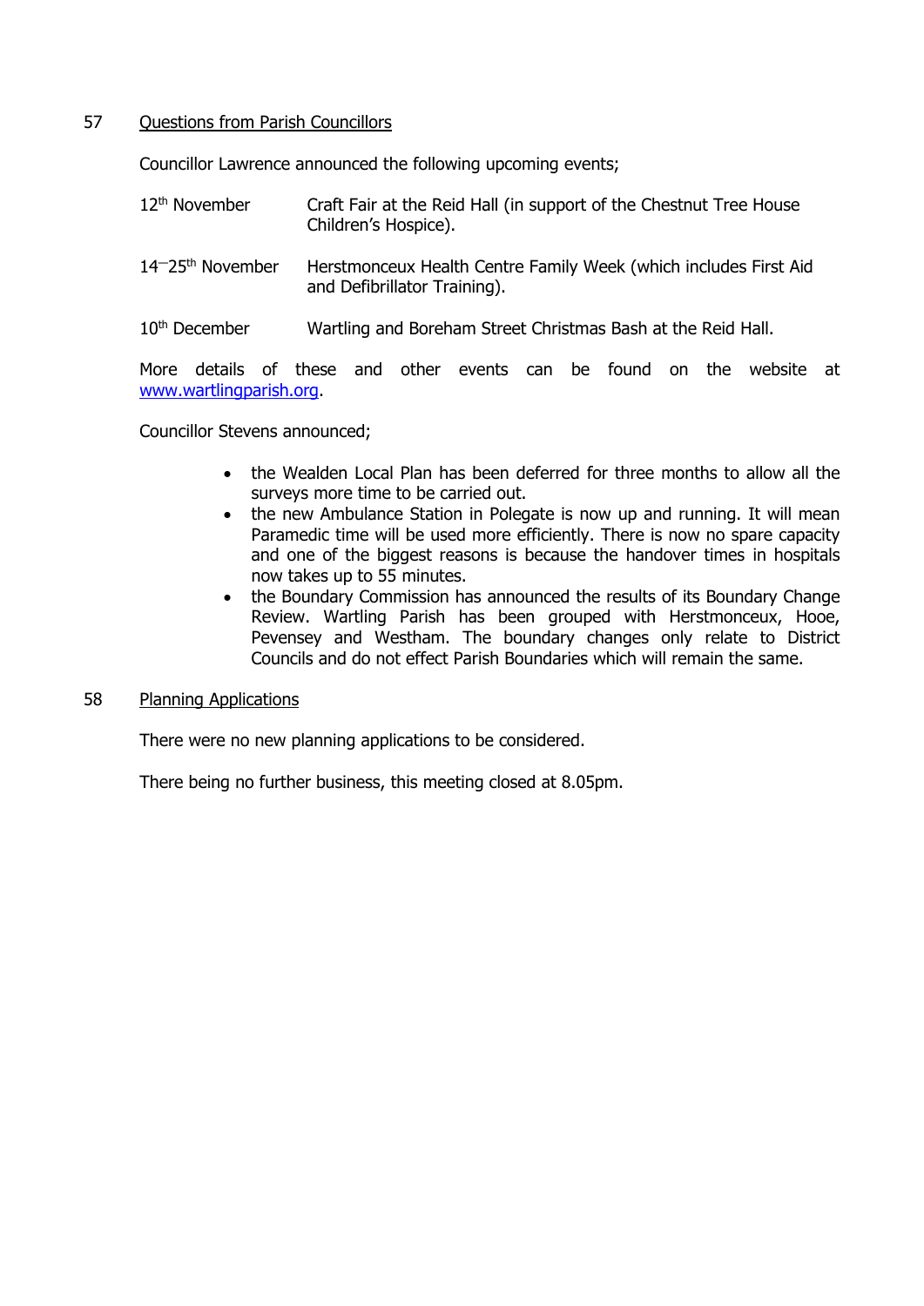## 57 Questions from Parish Councillors

Councillor Lawrence announced the following upcoming events;

| | |
|---|---|
| 12th November | Craft Fair at the Reid Hall (in support of the Chestnut Tree House Children's Hospice). |
| 14–25th November | Herstmonceux Health Centre Family Week (which includes First Aid and Defibrillator Training). |
| 10th December | Wartling and Boreham Street Christmas Bash at the Reid Hall. |

More details of these and other events can be found on the website at www.wartlingparish.org.

Councillor Stevens announced;

- the Wealden Local Plan has been deferred for three months to allow all the surveys more time to be carried out.
- the new Ambulance Station in Polegate is now up and running. It will mean Paramedic time will be used more efficiently. There is now no spare capacity and one of the biggest reasons is because the handover times in hospitals now takes up to 55 minutes.
- the Boundary Commission has announced the results of its Boundary Change Review. Wartling Parish has been grouped with Herstmonceux, Hooe, Pevensey and Westham. The boundary changes only relate to District Councils and do not effect Parish Boundaries which will remain the same.

## 58 Planning Applications

There were no new planning applications to be considered.

There being no further business, this meeting closed at 8.05pm.